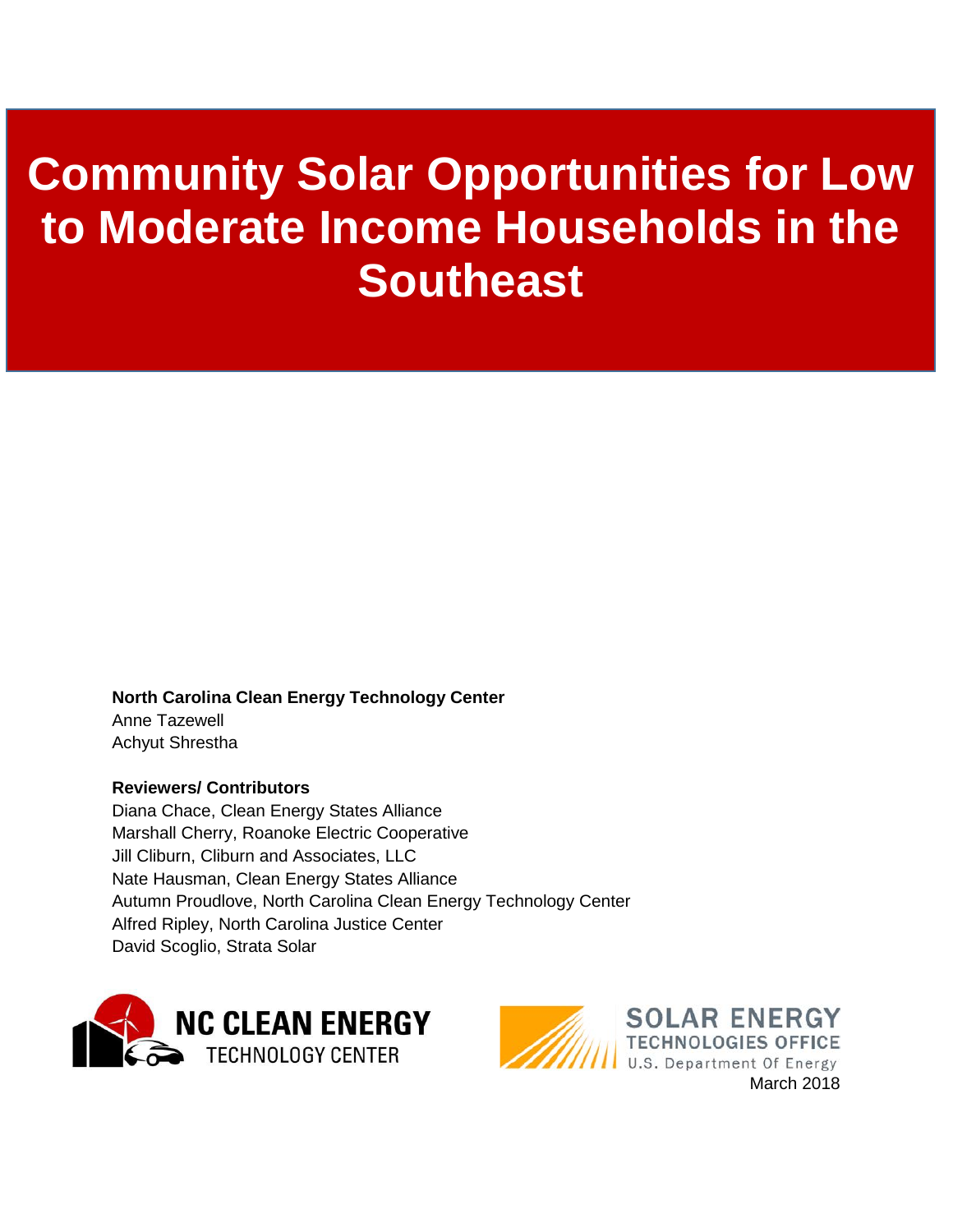# Community Solar Opportunities for Low to Moderate Income Households in the Southeast

**North Carolina Clean Energy Technology Center**

Anne Tazewell
Achyut Shrestha

**Reviewers/ Contributors**

Diana Chace, Clean Energy States Alliance
Marshall Cherry, Roanoke Electric Cooperative
Jill Cliburn, Cliburn and Associates, LLC
Nate Hausman, Clean Energy States Alliance
Autumn Proudlove, North Carolina Clean Energy Technology Center
Alfred Ripley, North Carolina Justice Center
David Scoglio, Strata Solar

NC CLEAN ENERGY TECHNOLOGY CENTER

SOLAR ENERGY TECHNOLOGIES OFFICE
U.S. Department Of Energy

March 2018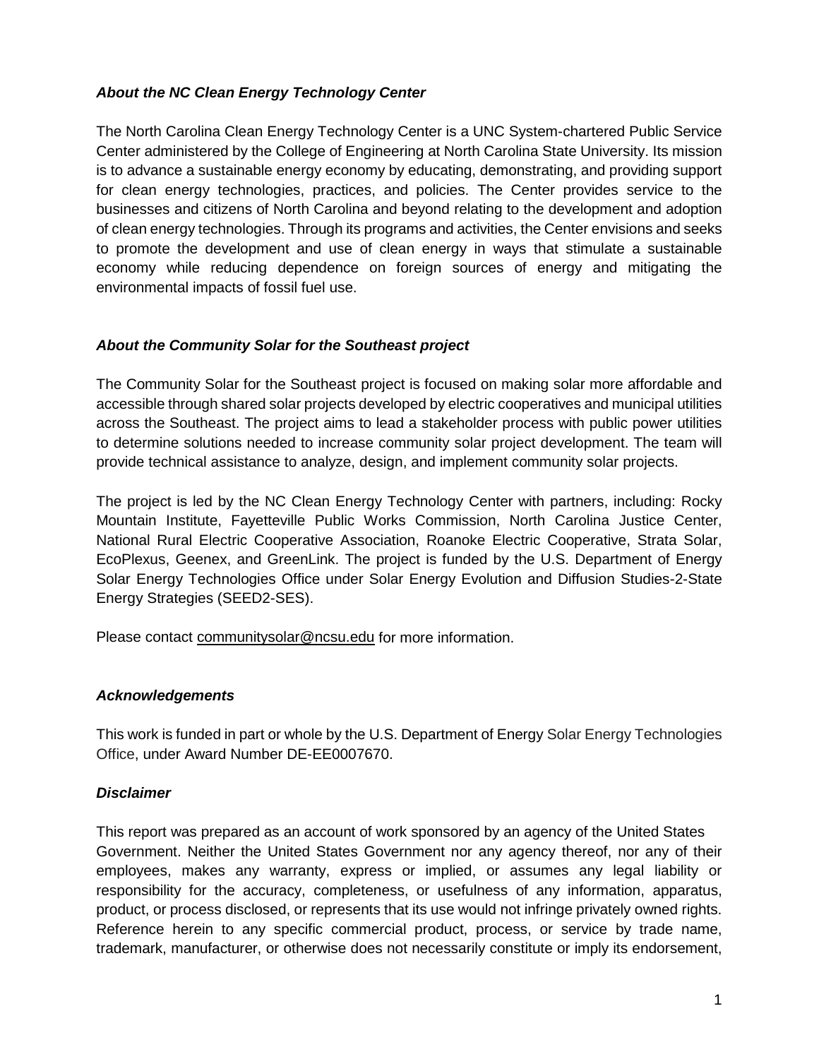### *About the NC Clean Energy Technology Center*

The North Carolina Clean Energy Technology Center is a UNC System-chartered Public Service Center administered by the College of Engineering at North Carolina State University. Its mission is to advance a sustainable energy economy by educating, demonstrating, and providing support for clean energy technologies, practices, and policies. The Center provides service to the businesses and citizens of North Carolina and beyond relating to the development and adoption of clean energy technologies. Through its programs and activities, the Center envisions and seeks to promote the development and use of clean energy in ways that stimulate a sustainable economy while reducing dependence on foreign sources of energy and mitigating the environmental impacts of fossil fuel use.

### *About the Community Solar for the Southeast project*

The Community Solar for the Southeast project is focused on making solar more affordable and accessible through shared solar projects developed by electric cooperatives and municipal utilities across the Southeast. The project aims to lead a stakeholder process with public power utilities to determine solutions needed to increase community solar project development. The team will provide technical assistance to analyze, design, and implement community solar projects.

The project is led by the NC Clean Energy Technology Center with partners, including: Rocky Mountain Institute, Fayetteville Public Works Commission, North Carolina Justice Center, National Rural Electric Cooperative Association, Roanoke Electric Cooperative, Strata Solar, EcoPlexus, Geenex, and GreenLink. The project is funded by the U.S. Department of Energy Solar Energy Technologies Office under Solar Energy Evolution and Diffusion Studies-2-State Energy Strategies (SEED2-SES).

Please contact communitysolar@ncsu.edu for more information.

### *Acknowledgements*

This work is funded in part or whole by the U.S. Department of Energy Solar Energy Technologies Office, under Award Number DE-EE0007670.

### *Disclaimer*

This report was prepared as an account of work sponsored by an agency of the United States Government. Neither the United States Government nor any agency thereof, nor any of their employees, makes any warranty, express or implied, or assumes any legal liability or responsibility for the accuracy, completeness, or usefulness of any information, apparatus, product, or process disclosed, or represents that its use would not infringe privately owned rights. Reference herein to any specific commercial product, process, or service by trade name, trademark, manufacturer, or otherwise does not necessarily constitute or imply its endorsement,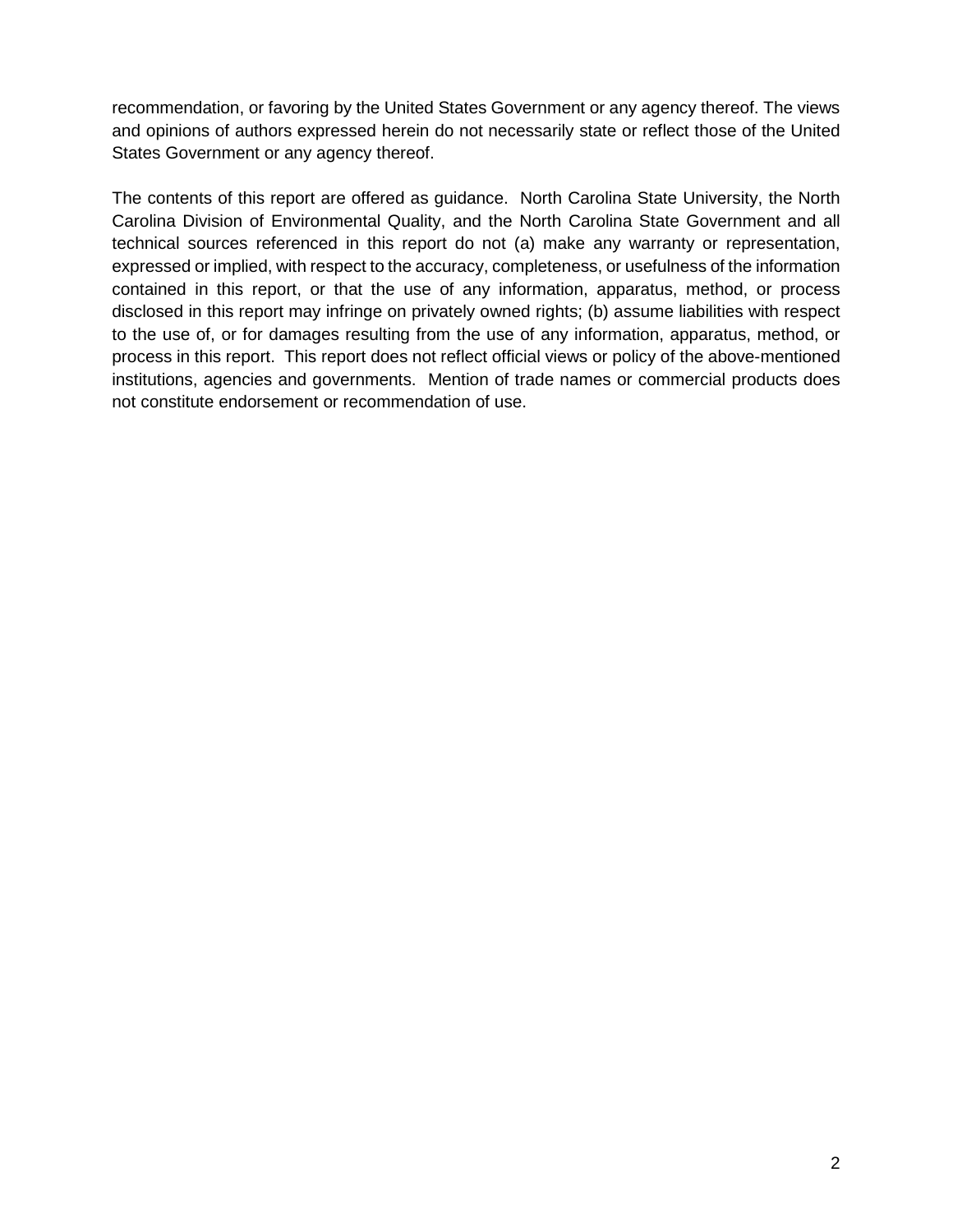recommendation, or favoring by the United States Government or any agency thereof. The views and opinions of authors expressed herein do not necessarily state or reflect those of the United States Government or any agency thereof.

The contents of this report are offered as guidance. North Carolina State University, the North Carolina Division of Environmental Quality, and the North Carolina State Government and all technical sources referenced in this report do not (a) make any warranty or representation, expressed or implied, with respect to the accuracy, completeness, or usefulness of the information contained in this report, or that the use of any information, apparatus, method, or process disclosed in this report may infringe on privately owned rights; (b) assume liabilities with respect to the use of, or for damages resulting from the use of any information, apparatus, method, or process in this report. This report does not reflect official views or policy of the above-mentioned institutions, agencies and governments. Mention of trade names or commercial products does not constitute endorsement or recommendation of use.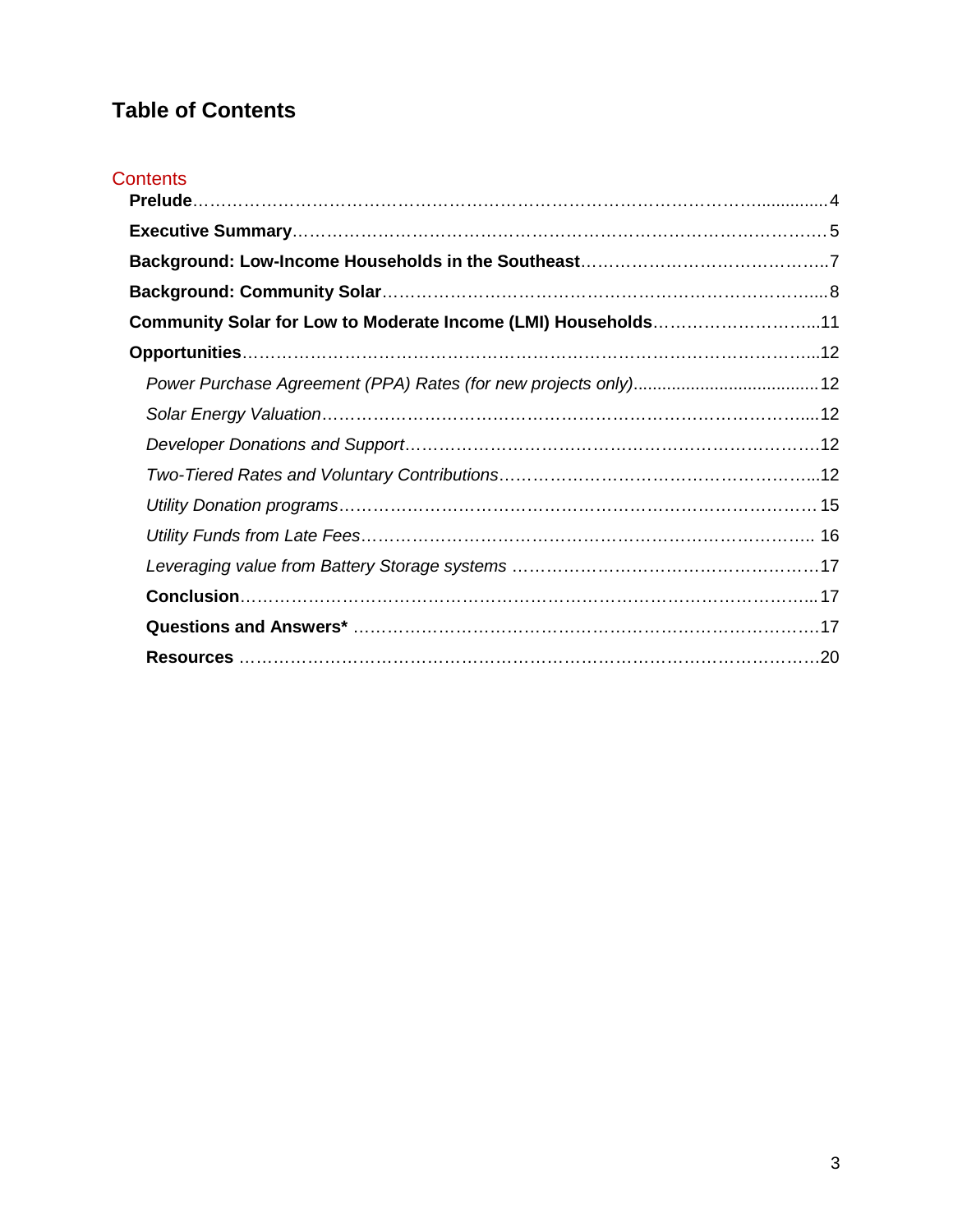# Table of Contents

## Contents

**Prelude**……………………………………………………………………………………..............4

**Executive Summary**…………………………………………………………………………… 5

**Background: Low-Income Households in the Southeast**……………………………………..7

**Background: Community Solar**……………………………………………………………….... 8

**Community Solar for Low to Moderate Income (LMI) Households**………………………...11

**Opportunities**…………………………………………………………………………………...12

- *Power Purchase Agreement (PPA) Rates (for new projects only)*......................................12
- *Solar Energy Valuation*………………………………………………………………….....12
- *Developer Donations and Support*……………………………………………………….12
- *Two-Tiered Rates and Voluntary Contributions*………………………………………...12
- *Utility Donation programs*…………………………………………………………………15
- *Utility Funds from Late Fees*……………………………………………………………….. 16
- *Leveraging value from Battery Storage systems* ……………………………………………17
- **Conclusion**………………………………………………………………………………….. 17
- **Questions and Answers*** ………………………………………………………………………17
- **Resources** ………………………………………………………………………………………20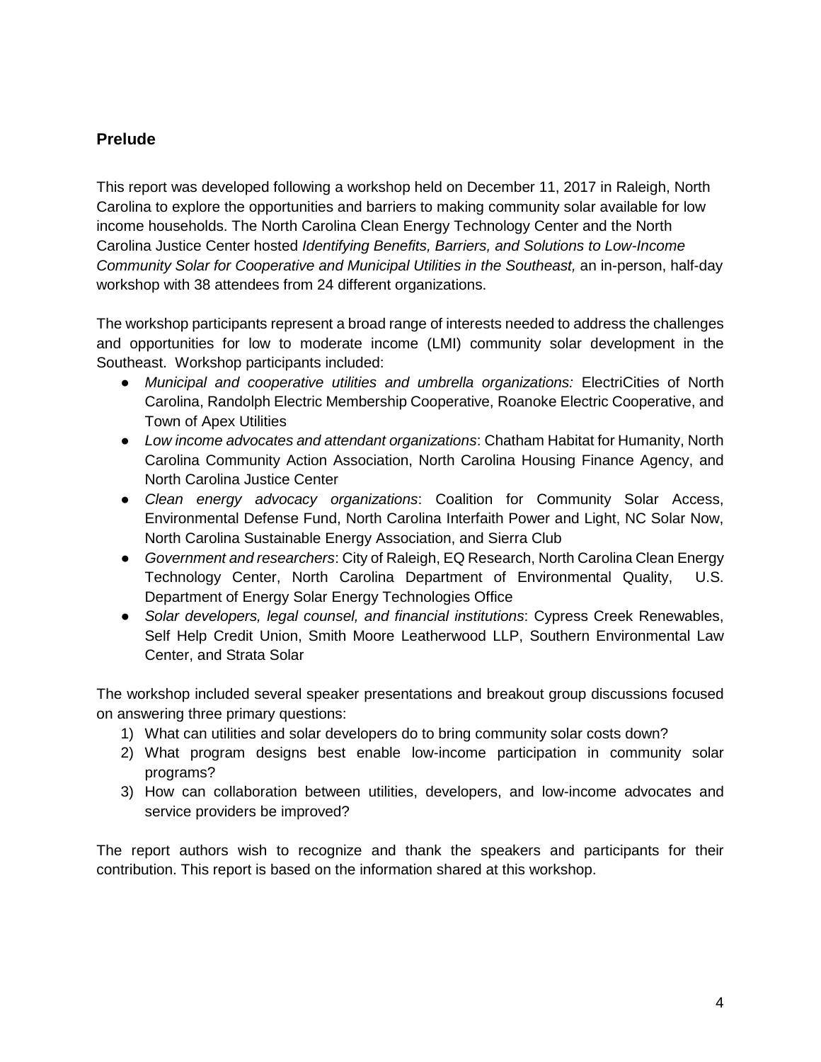## Prelude

This report was developed following a workshop held on December 11, 2017 in Raleigh, North Carolina to explore the opportunities and barriers to making community solar available for low income households. The North Carolina Clean Energy Technology Center and the North Carolina Justice Center hosted *Identifying Benefits, Barriers, and Solutions to Low-Income Community Solar for Cooperative and Municipal Utilities in the Southeast,* an in-person, half-day workshop with 38 attendees from 24 different organizations.

The workshop participants represent a broad range of interests needed to address the challenges and opportunities for low to moderate income (LMI) community solar development in the Southeast. Workshop participants included:

- *Municipal and cooperative utilities and umbrella organizations:* ElectriCities of North Carolina, Randolph Electric Membership Cooperative, Roanoke Electric Cooperative, and Town of Apex Utilities
- *Low income advocates and attendant organizations*: Chatham Habitat for Humanity, North Carolina Community Action Association, North Carolina Housing Finance Agency, and North Carolina Justice Center
- *Clean energy advocacy organizations*: Coalition for Community Solar Access, Environmental Defense Fund, North Carolina Interfaith Power and Light, NC Solar Now, North Carolina Sustainable Energy Association, and Sierra Club
- *Government and researchers*: City of Raleigh, EQ Research, North Carolina Clean Energy Technology Center, North Carolina Department of Environmental Quality, U.S. Department of Energy Solar Energy Technologies Office
- *Solar developers, legal counsel, and financial institutions*: Cypress Creek Renewables, Self Help Credit Union, Smith Moore Leatherwood LLP, Southern Environmental Law Center, and Strata Solar

The workshop included several speaker presentations and breakout group discussions focused on answering three primary questions:

1) What can utilities and solar developers do to bring community solar costs down?
2) What program designs best enable low-income participation in community solar programs?
3) How can collaboration between utilities, developers, and low-income advocates and service providers be improved?

The report authors wish to recognize and thank the speakers and participants for their contribution. This report is based on the information shared at this workshop.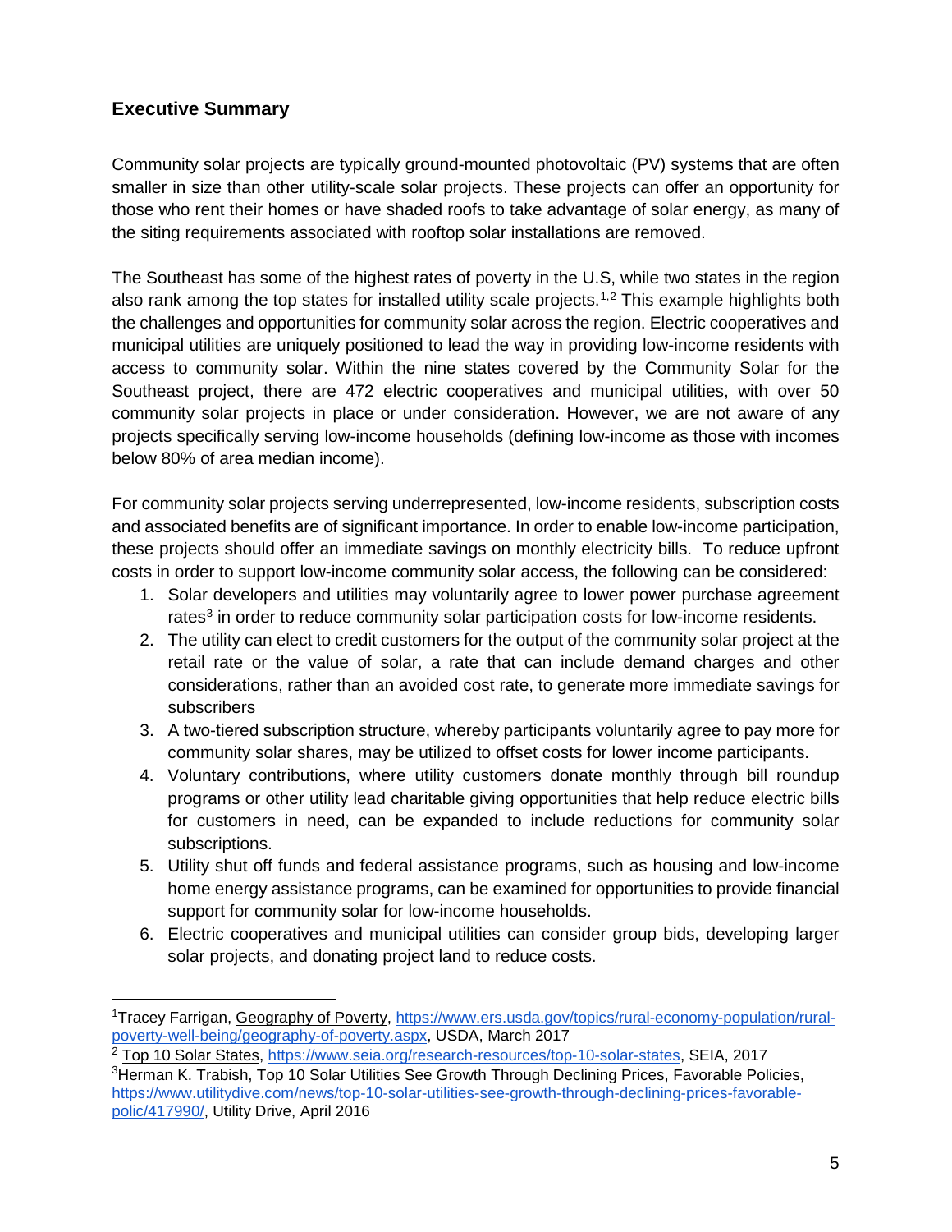## Executive Summary

Community solar projects are typically ground-mounted photovoltaic (PV) systems that are often smaller in size than other utility-scale solar projects. These projects can offer an opportunity for those who rent their homes or have shaded roofs to take advantage of solar energy, as many of the siting requirements associated with rooftop solar installations are removed.

The Southeast has some of the highest rates of poverty in the U.S, while two states in the region also rank among the top states for installed utility scale projects.[1,2] This example highlights both the challenges and opportunities for community solar across the region. Electric cooperatives and municipal utilities are uniquely positioned to lead the way in providing low-income residents with access to community solar. Within the nine states covered by the Community Solar for the Southeast project, there are 472 electric cooperatives and municipal utilities, with over 50 community solar projects in place or under consideration. However, we are not aware of any projects specifically serving low-income households (defining low-income as those with incomes below 80% of area median income).

For community solar projects serving underrepresented, low-income residents, subscription costs and associated benefits are of significant importance. In order to enable low-income participation, these projects should offer an immediate savings on monthly electricity bills. To reduce upfront costs in order to support low-income community solar access, the following can be considered:

1. Solar developers and utilities may voluntarily agree to lower power purchase agreement rates[3] in order to reduce community solar participation costs for low-income residents.
2. The utility can elect to credit customers for the output of the community solar project at the retail rate or the value of solar, a rate that can include demand charges and other considerations, rather than an avoided cost rate, to generate more immediate savings for subscribers
3. A two-tiered subscription structure, whereby participants voluntarily agree to pay more for community solar shares, may be utilized to offset costs for lower income participants.
4. Voluntary contributions, where utility customers donate monthly through bill roundup programs or other utility lead charitable giving opportunities that help reduce electric bills for customers in need, can be expanded to include reductions for community solar subscriptions.
5. Utility shut off funds and federal assistance programs, such as housing and low-income home energy assistance programs, can be examined for opportunities to provide financial support for community solar for low-income households.
6. Electric cooperatives and municipal utilities can consider group bids, developing larger solar projects, and donating project land to reduce costs.

---

[1] Tracey Farrigan, Geography of Poverty, https://www.ers.usda.gov/topics/rural-economy-population/rural-poverty-well-being/geography-of-poverty.aspx, USDA, March 2017

[2] Top 10 Solar States, https://www.seia.org/research-resources/top-10-solar-states, SEIA, 2017

[3] Herman K. Trabish, Top 10 Solar Utilities See Growth Through Declining Prices, Favorable Policies, https://www.utilitydive.com/news/top-10-solar-utilities-see-growth-through-declining-prices-favorable-polic/417990/, Utility Drive, April 2016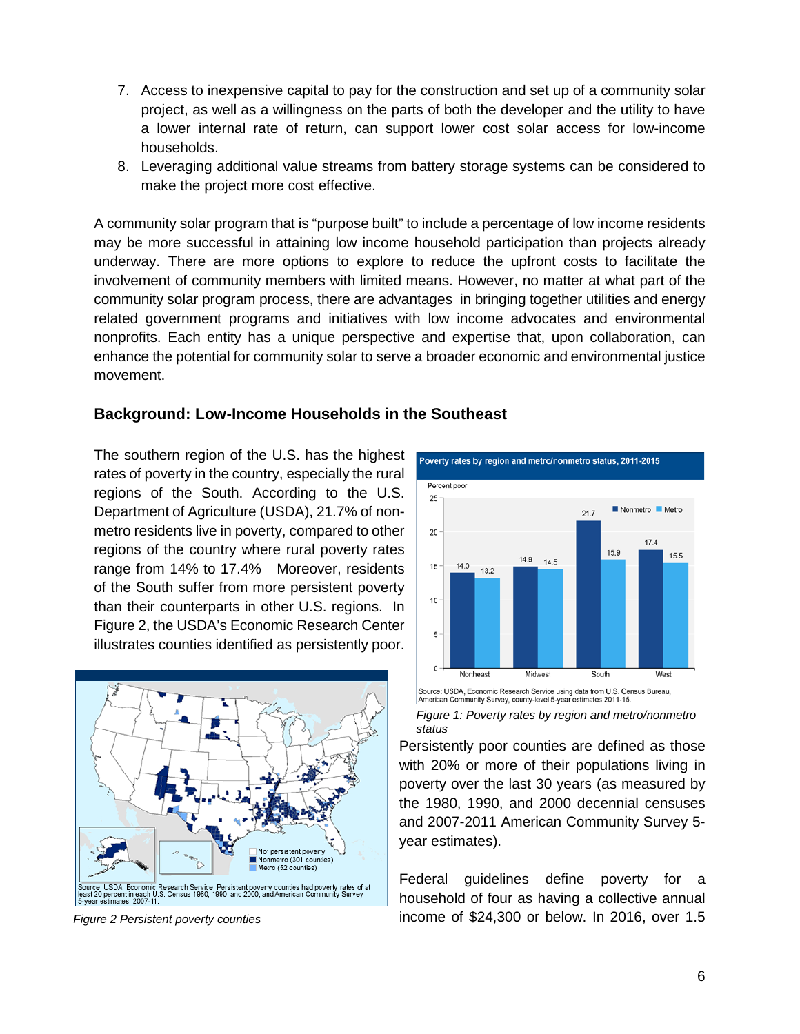7. Access to inexpensive capital to pay for the construction and set up of a community solar project, as well as a willingness on the parts of both the developer and the utility to have a lower internal rate of return, can support lower cost solar access for low-income households.
8. Leveraging additional value streams from battery storage systems can be considered to make the project more cost effective.

A community solar program that is "purpose built" to include a percentage of low income residents may be more successful in attaining low income household participation than projects already underway. There are more options to explore to reduce the upfront costs to facilitate the involvement of community members with limited means. However, no matter at what part of the community solar program process, there are advantages in bringing together utilities and energy related government programs and initiatives with low income advocates and environmental nonprofits. Each entity has a unique perspective and expertise that, upon collaboration, can enhance the potential for community solar to serve a broader economic and environmental justice movement.

## Background: Low-Income Households in the Southeast

The southern region of the U.S. has the highest rates of poverty in the country, especially the rural regions of the South. According to the U.S. Department of Agriculture (USDA), 21.7% of non-metro residents live in poverty, compared to other regions of the country where rural poverty rates range from 14% to 17.4% Moreover, residents of the South suffer from more persistent poverty than their counterparts in other U.S. regions. In Figure 2, the USDA's Economic Research Center illustrates counties identified as persistently poor.

*Figure 1: Poverty rates by region and metro/nonmetro status*

*Figure 2 Persistent poverty counties*

Persistently poor counties are defined as those with 20% or more of their populations living in poverty over the last 30 years (as measured by the 1980, 1990, and 2000 decennial censuses and 2007-2011 American Community Survey 5-year estimates).

Federal guidelines define poverty for a household of four as having a collective annual income of $24,300 or below. In 2016, over 1.5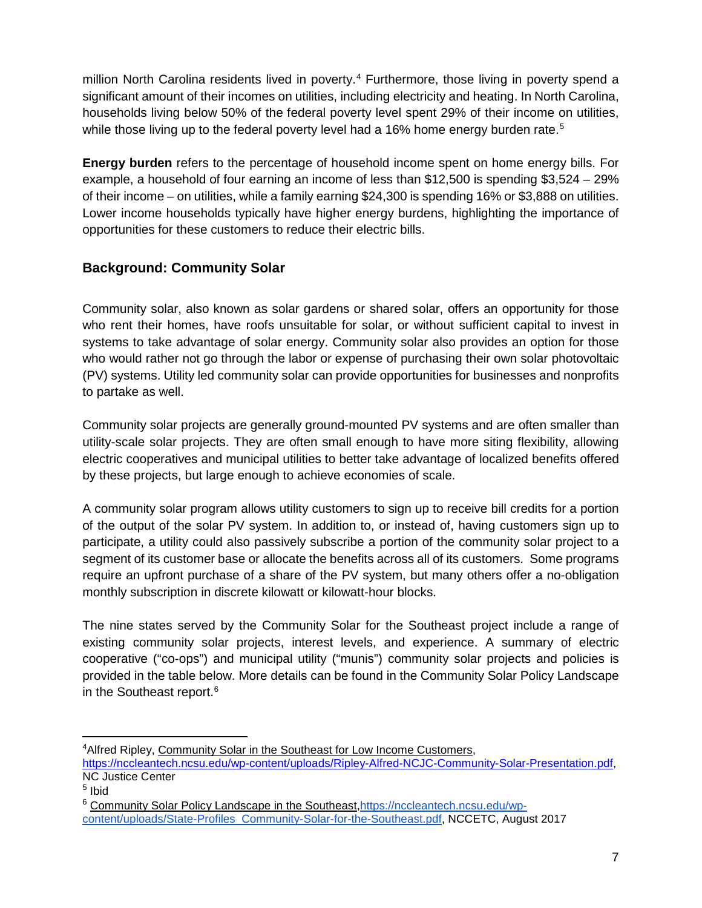million North Carolina residents lived in poverty.[4] Furthermore, those living in poverty spend a significant amount of their incomes on utilities, including electricity and heating. In North Carolina, households living below 50% of the federal poverty level spent 29% of their income on utilities, while those living up to the federal poverty level had a 16% home energy burden rate.[5]

**Energy burden** refers to the percentage of household income spent on home energy bills. For example, a household of four earning an income of less than $12,500 is spending $3,524 – 29% of their income – on utilities, while a family earning $24,300 is spending 16% or $3,888 on utilities. Lower income households typically have higher energy burdens, highlighting the importance of opportunities for these customers to reduce their electric bills.

## Background: Community Solar

Community solar, also known as solar gardens or shared solar, offers an opportunity for those who rent their homes, have roofs unsuitable for solar, or without sufficient capital to invest in systems to take advantage of solar energy. Community solar also provides an option for those who would rather not go through the labor or expense of purchasing their own solar photovoltaic (PV) systems. Utility led community solar can provide opportunities for businesses and nonprofits to partake as well.

Community solar projects are generally ground-mounted PV systems and are often smaller than utility-scale solar projects. They are often small enough to have more siting flexibility, allowing electric cooperatives and municipal utilities to better take advantage of localized benefits offered by these projects, but large enough to achieve economies of scale.

A community solar program allows utility customers to sign up to receive bill credits for a portion of the output of the solar PV system. In addition to, or instead of, having customers sign up to participate, a utility could also passively subscribe a portion of the community solar project to a segment of its customer base or allocate the benefits across all of its customers. Some programs require an upfront purchase of a share of the PV system, but many others offer a no-obligation monthly subscription in discrete kilowatt or kilowatt-hour blocks.

The nine states served by the Community Solar for the Southeast project include a range of existing community solar projects, interest levels, and experience. A summary of electric cooperative ("co-ops") and municipal utility ("munis") community solar projects and policies is provided in the table below. More details can be found in the Community Solar Policy Landscape in the Southeast report.[6]

---

[4] Alfred Ripley, Community Solar in the Southeast for Low Income Customers, https://nccleantech.ncsu.edu/wp-content/uploads/Ripley-Alfred-NCJC-Community-Solar-Presentation.pdf, NC Justice Center

[5] Ibid

[6] Community Solar Policy Landscape in the Southeast, https://nccleantech.ncsu.edu/wp-content/uploads/State-Profiles_Community-Solar-for-the-Southeast.pdf, NCCETC, August 2017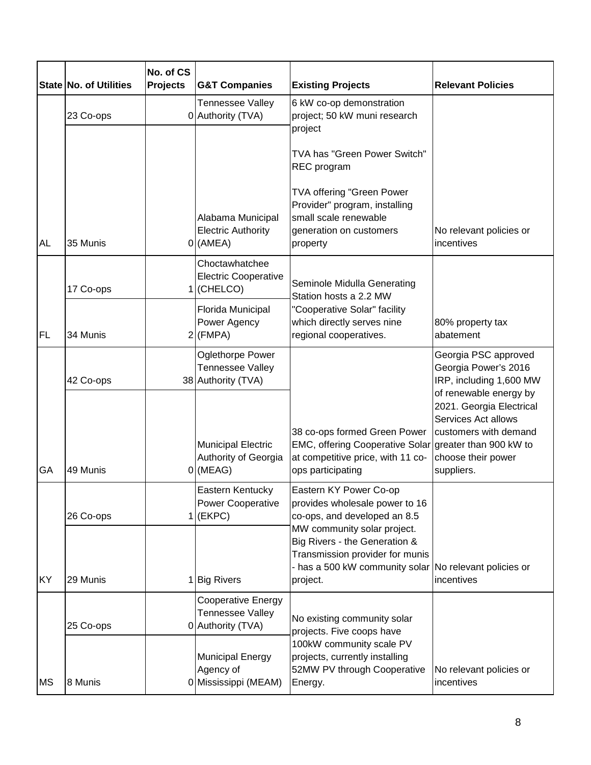| State | No. of Utilities | No. of CS Projects | G&T Companies | Existing Projects | Relevant Policies |
|---|---|---|---|---|---|
| AL | 23 Co-ops | 0 | Tennessee Valley Authority (TVA) | 6 kW co-op demonstration project; 50 kW muni research project<br><br>TVA has "Green Power Switch" REC program<br><br>TVA offering "Green Power Provider" program, installing small scale renewable generation on customers property | No relevant policies or incentives |
| | 35 Munis | 0 | Alabama Municipal Electric Authority (AMEA) | | |
| FL | 17 Co-ops | 1 | Choctawhatchee Electric Cooperative (CHELCO) | Seminole Midulla Generating Station hosts a 2.2 MW "Cooperative Solar" facility which directly serves nine regional cooperatives. | 80% property tax abatement |
| | 34 Munis | 2 | Florida Municipal Power Agency (FMPA) | | |
| GA | 42 Co-ops | 38 | Oglethorpe Power Tennessee Valley Authority (TVA) | 38 co-ops formed Green Power EMC, offering Cooperative Solar at competitive price, with 11 co-ops participating | Georgia PSC approved Georgia Power's 2016 IRP, including 1,600 MW of renewable energy by 2021. Georgia Electrical Services Act allows customers with demand greater than 900 kW to choose their power suppliers. |
| | 49 Munis | 0 | Municipal Electric Authority of Georgia (MEAG) | | |
| KY | 26 Co-ops | 1 | Eastern Kentucky Power Cooperative (EKPC) | Eastern KY Power Co-op provides wholesale power to 16 co-ops, and developed an 8.5 MW community solar project. Big Rivers - the Generation & Transmission provider for munis - has a 500 kW community solar project. | No relevant policies or incentives |
| | 29 Munis | 1 | Big Rivers | | |
| MS | 25 Co-ops | 0 | Cooperative Energy Tennessee Valley Authority (TVA) | No existing community solar projects. Five coops have 100kW community scale PV projects, currently installing 52MW PV through Cooperative Energy. | No relevant policies or incentives |
| | 8 Munis | 0 | Municipal Energy Agency of Mississippi (MEAM) | | |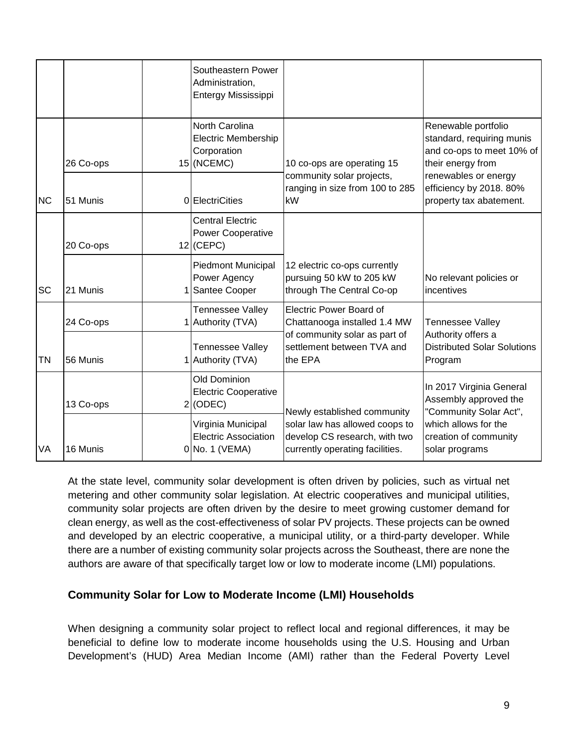| | | | Southeastern Power Administration, Entergy Mississippi | | |
|---|---|---|---|---|---|
| | 26 Co-ops | 15 | North Carolina Electric Membership Corporation (NCEMC) | 10 co-ops are operating 15 community solar projects, ranging in size from 100 to 285 kW | Renewable portfolio standard, requiring munis and co-ops to meet 10% of their energy from renewables or energy efficiency by 2018. 80% property tax abatement. |
| NC | 51 Munis | 0 | ElectriCities | | |
| | 20 Co-ops | 12 | Central Electric Power Cooperative (CEPC) | 12 electric co-ops currently pursuing 50 kW to 205 kW through The Central Co-op | No relevant policies or incentives |
| SC | 21 Munis | 1 | Piedmont Municipal Power Agency Santee Cooper | | |
| | 24 Co-ops | 1 | Tennessee Valley Authority (TVA) | Electric Power Board of Chattanooga installed 1.4 MW of community solar as part of settlement between TVA and the EPA | Tennessee Valley Authority offers a Distributed Solar Solutions Program |
| TN | 56 Munis | 1 | Tennessee Valley Authority (TVA) | | |
| | 13 Co-ops | 2 | Old Dominion Electric Cooperative (ODEC) | Newly established community solar law has allowed coops to develop CS research, with two currently operating facilities. | In 2017 Virginia General Assembly approved the "Community Solar Act", which allows for the creation of community solar programs |
| VA | 16 Munis | 0 | Virginia Municipal Electric Association No. 1 (VEMA) | | |

At the state level, community solar development is often driven by policies, such as virtual net metering and other community solar legislation. At electric cooperatives and municipal utilities, community solar projects are often driven by the desire to meet growing customer demand for clean energy, as well as the cost-effectiveness of solar PV projects. These projects can be owned and developed by an electric cooperative, a municipal utility, or a third-party developer. While there are a number of existing community solar projects across the Southeast, there are none the authors are aware of that specifically target low or low to moderate income (LMI) populations.

### Community Solar for Low to Moderate Income (LMI) Households

When designing a community solar project to reflect local and regional differences, it may be beneficial to define low to moderate income households using the U.S. Housing and Urban Development's (HUD) Area Median Income (AMI) rather than the Federal Poverty Level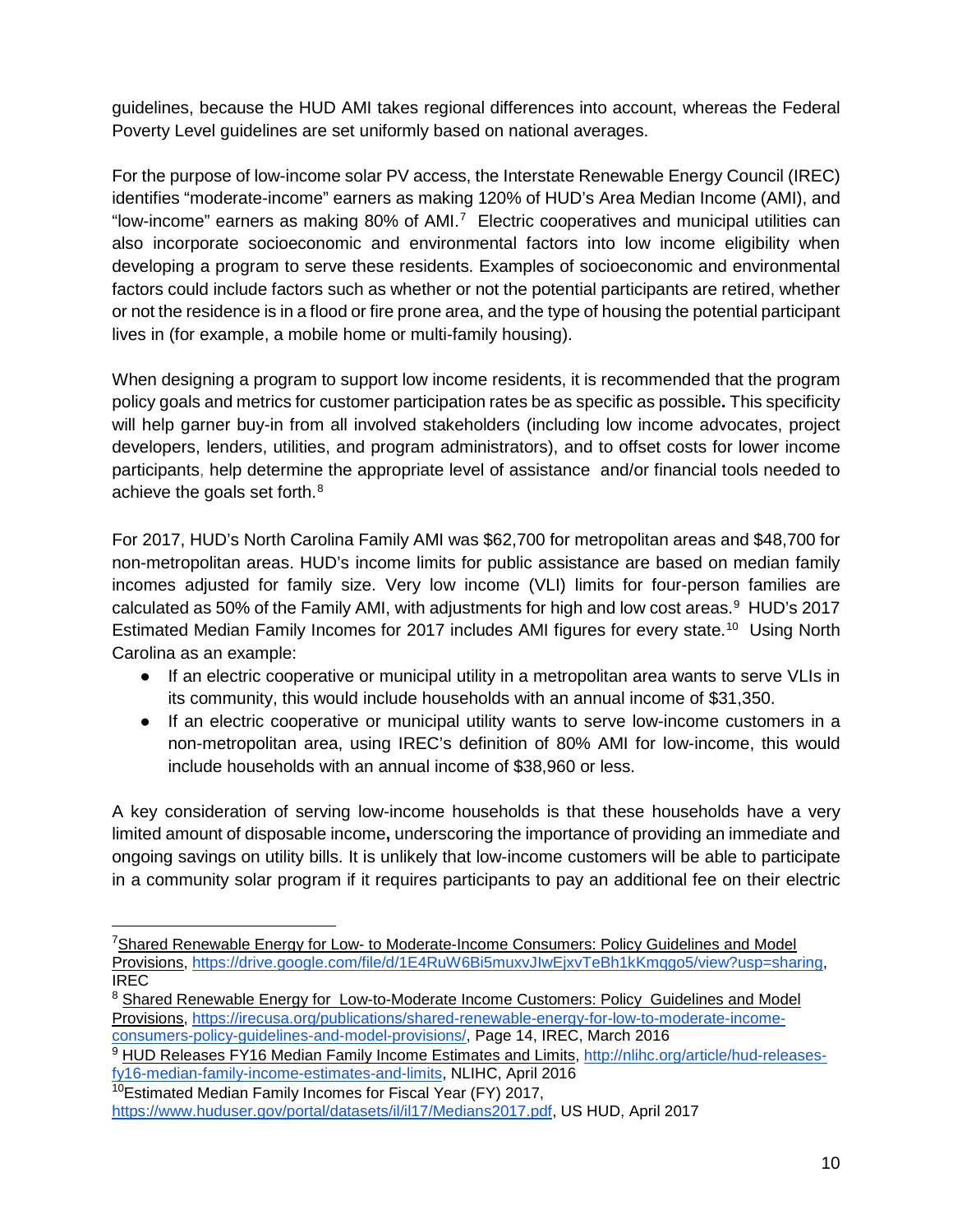guidelines, because the HUD AMI takes regional differences into account, whereas the Federal Poverty Level guidelines are set uniformly based on national averages.

For the purpose of low-income solar PV access, the Interstate Renewable Energy Council (IREC) identifies "moderate-income" earners as making 120% of HUD's Area Median Income (AMI), and "low-income" earners as making 80% of AMI.[7] Electric cooperatives and municipal utilities can also incorporate socioeconomic and environmental factors into low income eligibility when developing a program to serve these residents. Examples of socioeconomic and environmental factors could include factors such as whether or not the potential participants are retired, whether or not the residence is in a flood or fire prone area, and the type of housing the potential participant lives in (for example, a mobile home or multi-family housing).

When designing a program to support low income residents, it is recommended that the program policy goals and metrics for customer participation rates be as specific as possible**.** This specificity will help garner buy-in from all involved stakeholders (including low income advocates, project developers, lenders, utilities, and program administrators), and to offset costs for lower income participants, help determine the appropriate level of assistance and/or financial tools needed to achieve the goals set forth.[8]

For 2017, HUD's North Carolina Family AMI was $62,700 for metropolitan areas and $48,700 for non-metropolitan areas. HUD's income limits for public assistance are based on median family incomes adjusted for family size. Very low income (VLI) limits for four-person families are calculated as 50% of the Family AMI, with adjustments for high and low cost areas.[9] HUD's 2017 Estimated Median Family Incomes for 2017 includes AMI figures for every state.[10] Using North Carolina as an example:

- If an electric cooperative or municipal utility in a metropolitan area wants to serve VLIs in its community, this would include households with an annual income of $31,350.
- If an electric cooperative or municipal utility wants to serve low-income customers in a non-metropolitan area, using IREC's definition of 80% AMI for low-income, this would include households with an annual income of $38,960 or less.

A key consideration of serving low-income households is that these households have a very limited amount of disposable income**,** underscoring the importance of providing an immediate and ongoing savings on utility bills. It is unlikely that low-income customers will be able to participate in a community solar program if it requires participants to pay an additional fee on their electric

---

[7] Shared Renewable Energy for Low- to Moderate-Income Consumers: Policy Guidelines and Model Provisions, https://drive.google.com/file/d/1E4RuW6Bi5muxvJlwEjxvTeBh1kKmqgo5/view?usp=sharing, IREC

[8] Shared Renewable Energy for Low-to-Moderate Income Customers: Policy Guidelines and Model Provisions, https://irecusa.org/publications/shared-renewable-energy-for-low-to-moderate-income-consumers-policy-guidelines-and-model-provisions/, Page 14, IREC, March 2016

[9] HUD Releases FY16 Median Family Income Estimates and Limits, http://nlihc.org/article/hud-releases-fy16-median-family-income-estimates-and-limits, NLIHC, April 2016

[10] Estimated Median Family Incomes for Fiscal Year (FY) 2017, https://www.huduser.gov/portal/datasets/il/il17/Medians2017.pdf, US HUD, April 2017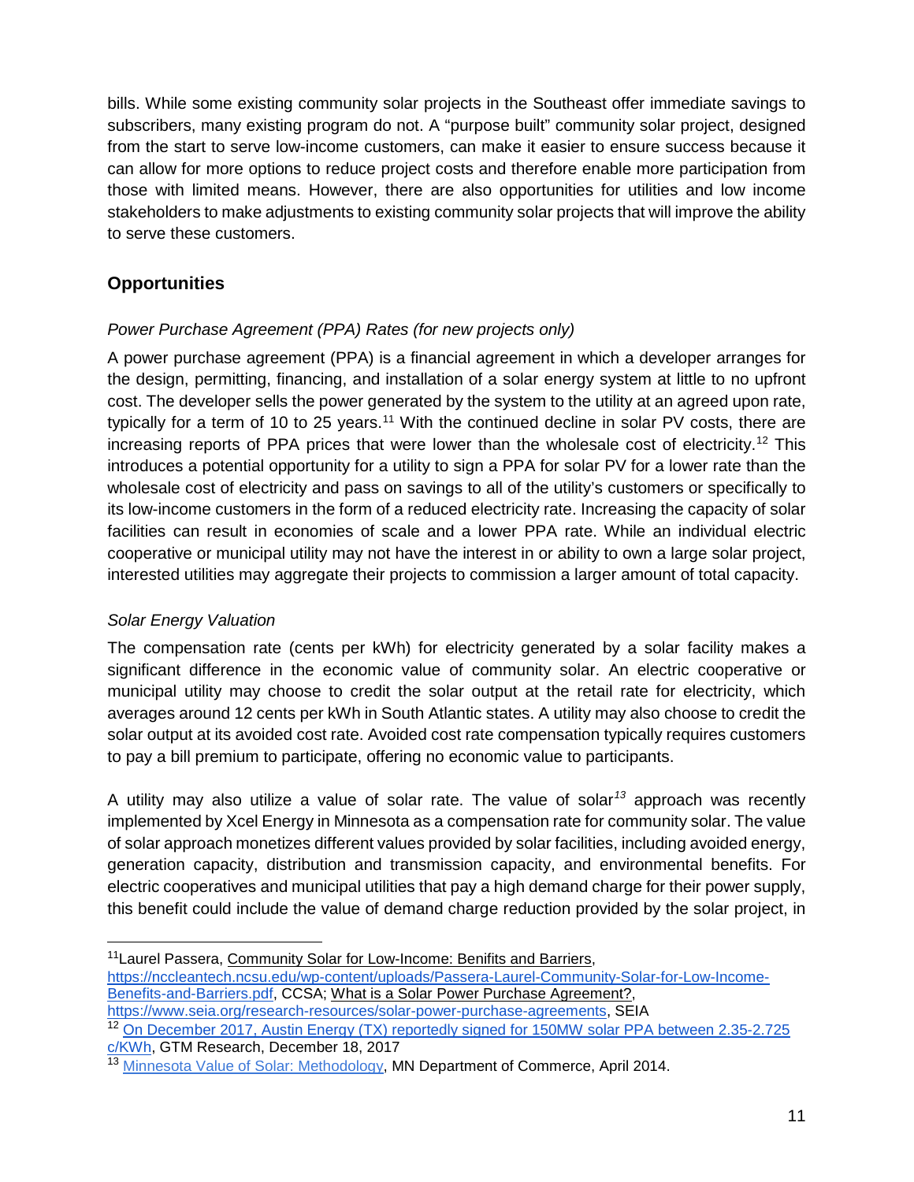bills. While some existing community solar projects in the Southeast offer immediate savings to subscribers, many existing program do not. A "purpose built" community solar project, designed from the start to serve low-income customers, can make it easier to ensure success because it can allow for more options to reduce project costs and therefore enable more participation from those with limited means. However, there are also opportunities for utilities and low income stakeholders to make adjustments to existing community solar projects that will improve the ability to serve these customers.

## Opportunities

*Power Purchase Agreement (PPA) Rates (for new projects only)*

A power purchase agreement (PPA) is a financial agreement in which a developer arranges for the design, permitting, financing, and installation of a solar energy system at little to no upfront cost. The developer sells the power generated by the system to the utility at an agreed upon rate, typically for a term of 10 to 25 years.[11] With the continued decline in solar PV costs, there are increasing reports of PPA prices that were lower than the wholesale cost of electricity.[12] This introduces a potential opportunity for a utility to sign a PPA for solar PV for a lower rate than the wholesale cost of electricity and pass on savings to all of the utility's customers or specifically to its low-income customers in the form of a reduced electricity rate. Increasing the capacity of solar facilities can result in economies of scale and a lower PPA rate. While an individual electric cooperative or municipal utility may not have the interest in or ability to own a large solar project, interested utilities may aggregate their projects to commission a larger amount of total capacity.

*Solar Energy Valuation*

The compensation rate (cents per kWh) for electricity generated by a solar facility makes a significant difference in the economic value of community solar. An electric cooperative or municipal utility may choose to credit the solar output at the retail rate for electricity, which averages around 12 cents per kWh in South Atlantic states. A utility may also choose to credit the solar output at its avoided cost rate. Avoided cost rate compensation typically requires customers to pay a bill premium to participate, offering no economic value to participants.

A utility may also utilize a value of solar rate. The value of solar[13] approach was recently implemented by Xcel Energy in Minnesota as a compensation rate for community solar. The value of solar approach monetizes different values provided by solar facilities, including avoided energy, generation capacity, distribution and transmission capacity, and environmental benefits. For electric cooperatives and municipal utilities that pay a high demand charge for their power supply, this benefit could include the value of demand charge reduction provided by the solar project, in

---

[11] Laurel Passera, Community Solar for Low-Income: Benifits and Barriers, https://nccleantech.ncsu.edu/wp-content/uploads/Passera-Laurel-Community-Solar-for-Low-Income-Benefits-and-Barriers.pdf, CCSA; What is a Solar Power Purchase Agreement?, https://www.seia.org/research-resources/solar-power-purchase-agreements, SEIA

[12] On December 2017, Austin Energy (TX) reportedly signed for 150MW solar PPA between 2.35-2.725 c/KWh, GTM Research, December 18, 2017

[13] Minnesota Value of Solar: Methodology, MN Department of Commerce, April 2014.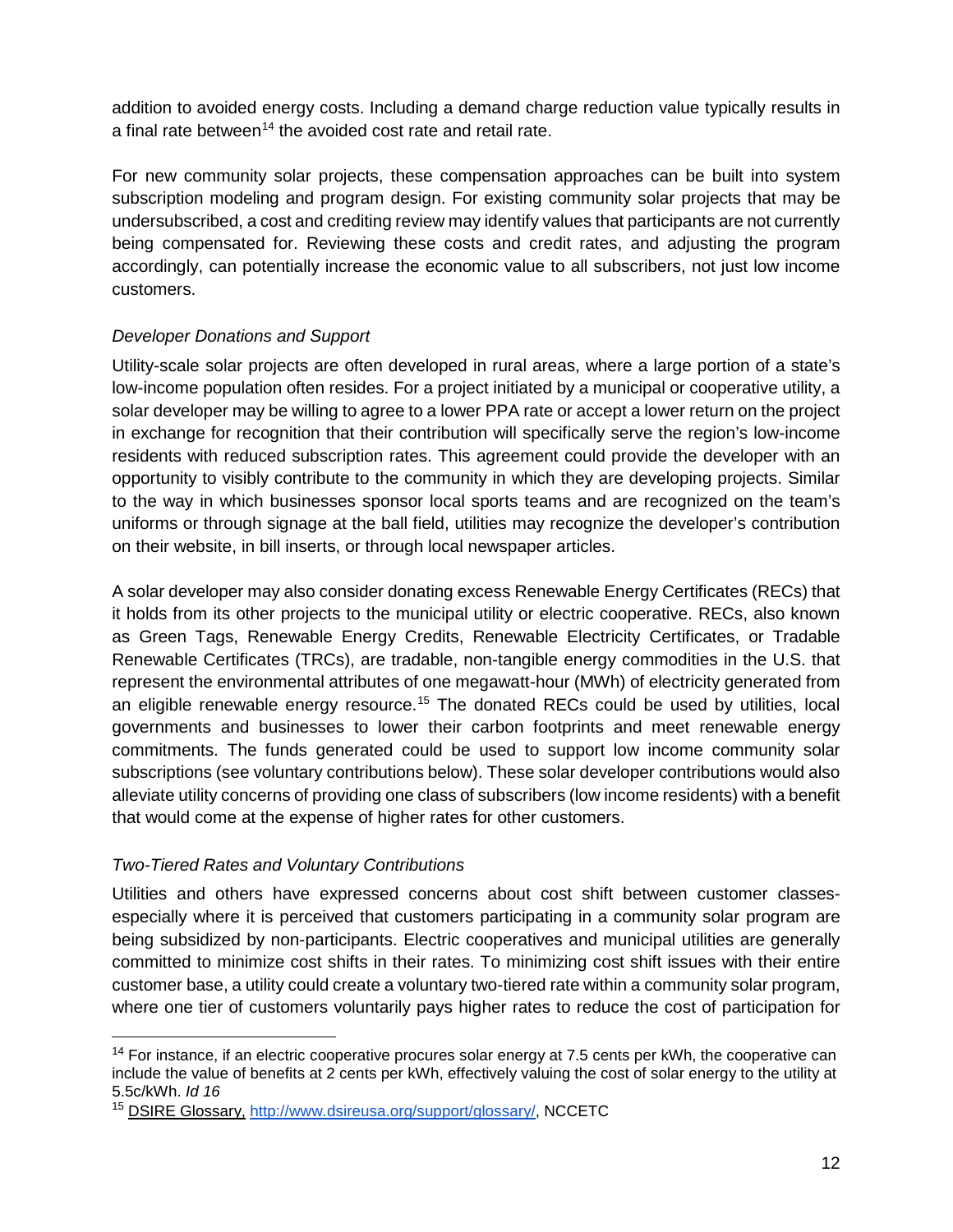addition to avoided energy costs. Including a demand charge reduction value typically results in a final rate between[14] the avoided cost rate and retail rate.

For new community solar projects, these compensation approaches can be built into system subscription modeling and program design. For existing community solar projects that may be undersubscribed, a cost and crediting review may identify values that participants are not currently being compensated for. Reviewing these costs and credit rates, and adjusting the program accordingly, can potentially increase the economic value to all subscribers, not just low income customers.

### *Developer Donations and Support*

Utility-scale solar projects are often developed in rural areas, where a large portion of a state's low-income population often resides. For a project initiated by a municipal or cooperative utility, a solar developer may be willing to agree to a lower PPA rate or accept a lower return on the project in exchange for recognition that their contribution will specifically serve the region's low-income residents with reduced subscription rates. This agreement could provide the developer with an opportunity to visibly contribute to the community in which they are developing projects. Similar to the way in which businesses sponsor local sports teams and are recognized on the team's uniforms or through signage at the ball field, utilities may recognize the developer's contribution on their website, in bill inserts, or through local newspaper articles.

A solar developer may also consider donating excess Renewable Energy Certificates (RECs) that it holds from its other projects to the municipal utility or electric cooperative. RECs, also known as Green Tags, Renewable Energy Credits, Renewable Electricity Certificates, or Tradable Renewable Certificates (TRCs), are tradable, non-tangible energy commodities in the U.S. that represent the environmental attributes of one megawatt-hour (MWh) of electricity generated from an eligible renewable energy resource.[15] The donated RECs could be used by utilities, local governments and businesses to lower their carbon footprints and meet renewable energy commitments. The funds generated could be used to support low income community solar subscriptions (see voluntary contributions below). These solar developer contributions would also alleviate utility concerns of providing one class of subscribers (low income residents) with a benefit that would come at the expense of higher rates for other customers.

### *Two-Tiered Rates and Voluntary Contributions*

Utilities and others have expressed concerns about cost shift between customer classes- especially where it is perceived that customers participating in a community solar program are being subsidized by non-participants. Electric cooperatives and municipal utilities are generally committed to minimize cost shifts in their rates. To minimizing cost shift issues with their entire customer base, a utility could create a voluntary two-tiered rate within a community solar program, where one tier of customers voluntarily pays higher rates to reduce the cost of participation for

---

[14] For instance, if an electric cooperative procures solar energy at 7.5 cents per kWh, the cooperative can include the value of benefits at 2 cents per kWh, effectively valuing the cost of solar energy to the utility at 5.5c/kWh. *Id 16*

[15] DSIRE Glossary, http://www.dsireusa.org/support/glossary/, NCCETC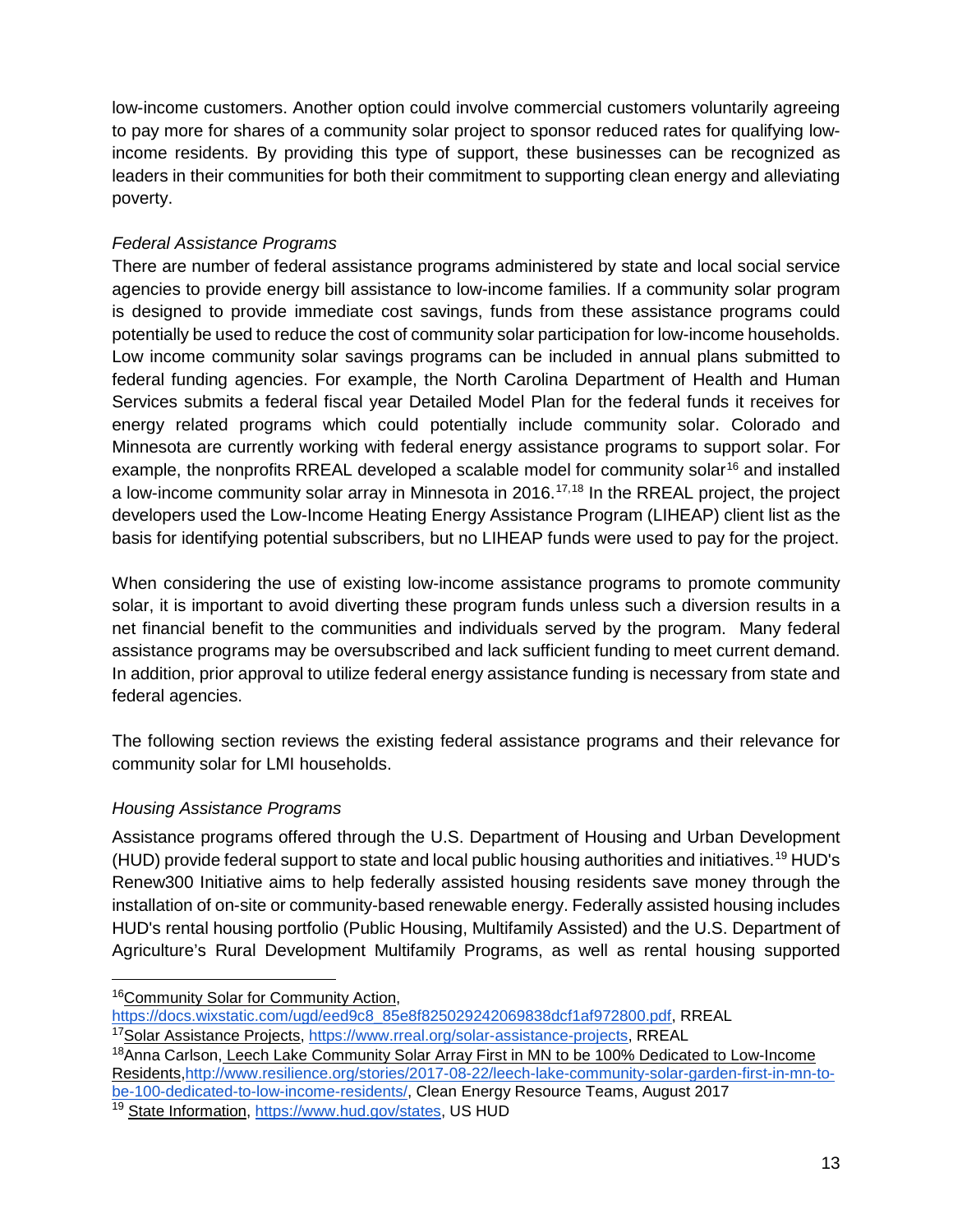low-income customers. Another option could involve commercial customers voluntarily agreeing to pay more for shares of a community solar project to sponsor reduced rates for qualifying low-income residents. By providing this type of support, these businesses can be recognized as leaders in their communities for both their commitment to supporting clean energy and alleviating poverty.

*Federal Assistance Programs*

There are number of federal assistance programs administered by state and local social service agencies to provide energy bill assistance to low-income families. If a community solar program is designed to provide immediate cost savings, funds from these assistance programs could potentially be used to reduce the cost of community solar participation for low-income households. Low income community solar savings programs can be included in annual plans submitted to federal funding agencies. For example, the North Carolina Department of Health and Human Services submits a federal fiscal year Detailed Model Plan for the federal funds it receives for energy related programs which could potentially include community solar. Colorado and Minnesota are currently working with federal energy assistance programs to support solar. For example, the nonprofits RREAL developed a scalable model for community solar[16] and installed a low-income community solar array in Minnesota in 2016.[17,18] In the RREAL project, the project developers used the Low-Income Heating Energy Assistance Program (LIHEAP) client list as the basis for identifying potential subscribers, but no LIHEAP funds were used to pay for the project.

When considering the use of existing low-income assistance programs to promote community solar, it is important to avoid diverting these program funds unless such a diversion results in a net financial benefit to the communities and individuals served by the program. Many federal assistance programs may be oversubscribed and lack sufficient funding to meet current demand. In addition, prior approval to utilize federal energy assistance funding is necessary from state and federal agencies.

The following section reviews the existing federal assistance programs and their relevance for community solar for LMI households.

*Housing Assistance Programs*

Assistance programs offered through the U.S. Department of Housing and Urban Development (HUD) provide federal support to state and local public housing authorities and initiatives.[19] HUD's Renew300 Initiative aims to help federally assisted housing residents save money through the installation of on-site or community-based renewable energy. Federally assisted housing includes HUD's rental housing portfolio (Public Housing, Multifamily Assisted) and the U.S. Department of Agriculture's Rural Development Multifamily Programs, as well as rental housing supported

---

[16] Community Solar for Community Action, https://docs.wixstatic.com/ugd/eed9c8_85e8f825029242069838dcf1af972800.pdf, RREAL

[17] Solar Assistance Projects, https://www.rreal.org/solar-assistance-projects, RREAL

[18] Anna Carlson, Leech Lake Community Solar Array First in MN to be 100% Dedicated to Low-Income Residents, http://www.resilience.org/stories/2017-08-22/leech-lake-community-solar-garden-first-in-mn-to-be-100-dedicated-to-low-income-residents/, Clean Energy Resource Teams, August 2017

[19] State Information, https://www.hud.gov/states, US HUD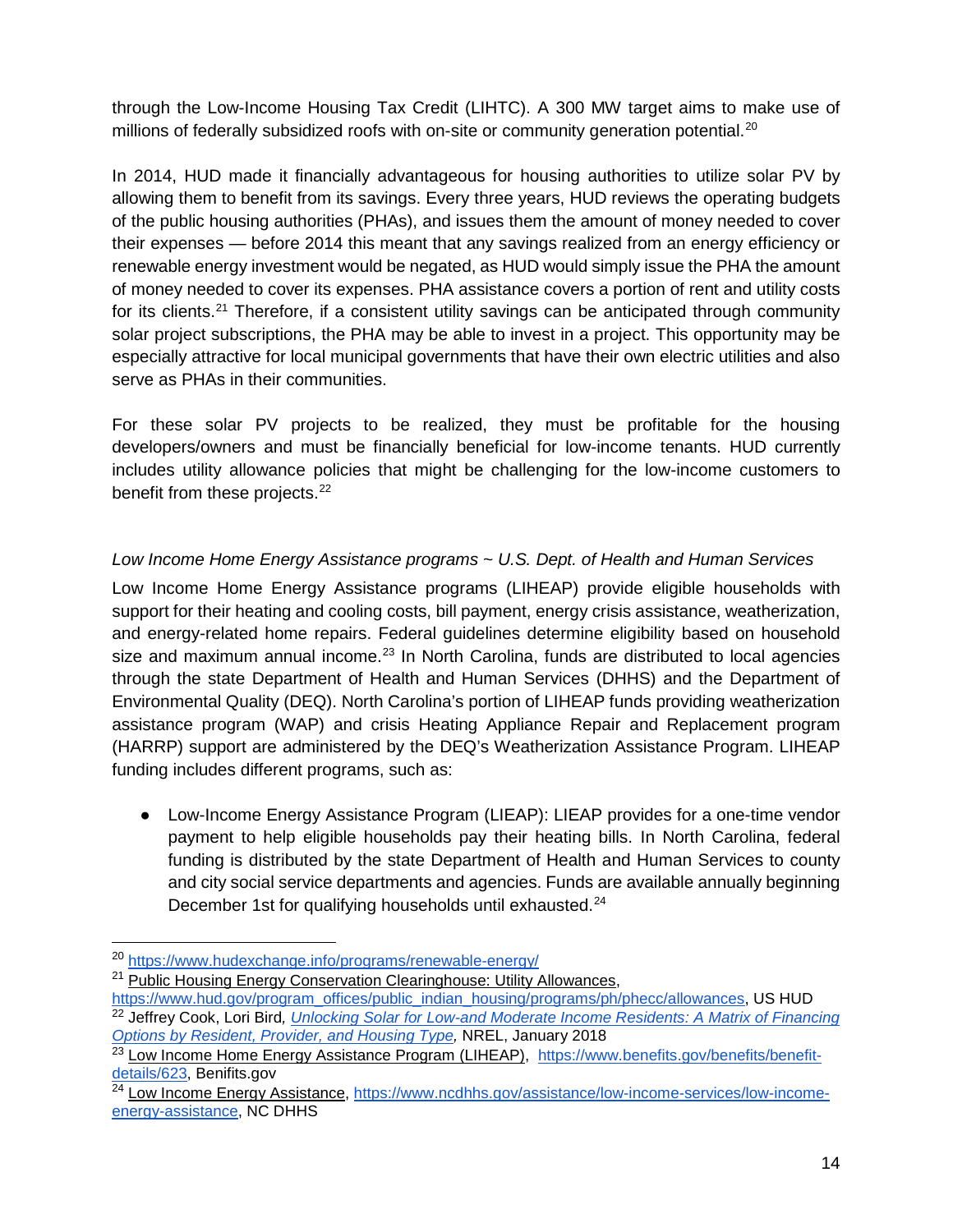through the Low-Income Housing Tax Credit (LIHTC). A 300 MW target aims to make use of millions of federally subsidized roofs with on-site or community generation potential.[20]

In 2014, HUD made it financially advantageous for housing authorities to utilize solar PV by allowing them to benefit from its savings. Every three years, HUD reviews the operating budgets of the public housing authorities (PHAs), and issues them the amount of money needed to cover their expenses — before 2014 this meant that any savings realized from an energy efficiency or renewable energy investment would be negated, as HUD would simply issue the PHA the amount of money needed to cover its expenses. PHA assistance covers a portion of rent and utility costs for its clients.[21] Therefore, if a consistent utility savings can be anticipated through community solar project subscriptions, the PHA may be able to invest in a project. This opportunity may be especially attractive for local municipal governments that have their own electric utilities and also serve as PHAs in their communities.

For these solar PV projects to be realized, they must be profitable for the housing developers/owners and must be financially beneficial for low-income tenants. HUD currently includes utility allowance policies that might be challenging for the low-income customers to benefit from these projects.[22]

*Low Income Home Energy Assistance programs ~ U.S. Dept. of Health and Human Services*

Low Income Home Energy Assistance programs (LIHEAP) provide eligible households with support for their heating and cooling costs, bill payment, energy crisis assistance, weatherization, and energy-related home repairs. Federal guidelines determine eligibility based on household size and maximum annual income.[23] In North Carolina, funds are distributed to local agencies through the state Department of Health and Human Services (DHHS) and the Department of Environmental Quality (DEQ). North Carolina's portion of LIHEAP funds providing weatherization assistance program (WAP) and crisis Heating Appliance Repair and Replacement program (HARRP) support are administered by the DEQ's Weatherization Assistance Program. LIHEAP funding includes different programs, such as:

- Low-Income Energy Assistance Program (LIEAP): LIEAP provides for a one-time vendor payment to help eligible households pay their heating bills. In North Carolina, federal funding is distributed by the state Department of Health and Human Services to county and city social service departments and agencies. Funds are available annually beginning December 1st for qualifying households until exhausted.[24]

---

[20] https://www.hudexchange.info/programs/renewable-energy/

[21] Public Housing Energy Conservation Clearinghouse: Utility Allowances, https://www.hud.gov/program_offices/public_indian_housing/programs/ph/phecc/allowances, US HUD

[22] Jeffrey Cook, Lori Bird, *Unlocking Solar for Low-and Moderate Income Residents: A Matrix of Financing Options by Resident, Provider, and Housing Type,* NREL, January 2018

[23] Low Income Home Energy Assistance Program (LIHEAP), https://www.benefits.gov/benefits/benefit-details/623, Benifits.gov

[24] Low Income Energy Assistance, https://www.ncdhhs.gov/assistance/low-income-services/low-income-energy-assistance, NC DHHS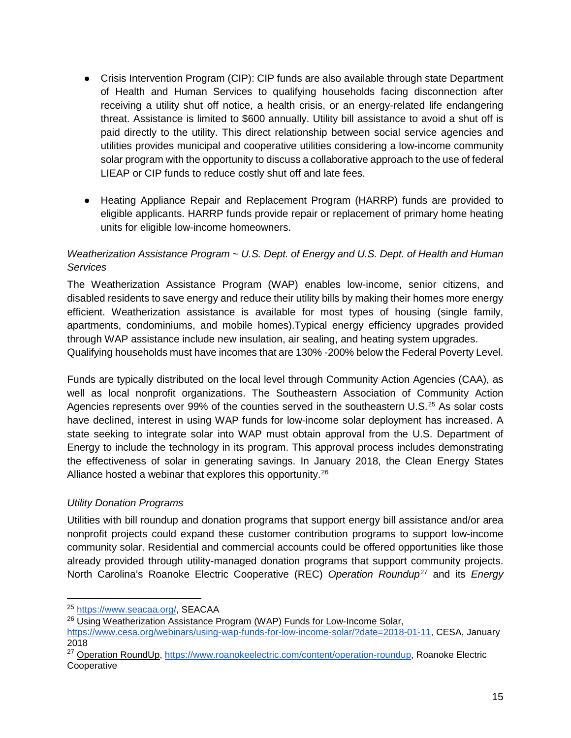- Crisis Intervention Program (CIP): CIP funds are also available through state Department of Health and Human Services to qualifying households facing disconnection after receiving a utility shut off notice, a health crisis, or an energy-related life endangering threat. Assistance is limited to $600 annually. Utility bill assistance to avoid a shut off is paid directly to the utility. This direct relationship between social service agencies and utilities provides municipal and cooperative utilities considering a low-income community solar program with the opportunity to discuss a collaborative approach to the use of federal LIEAP or CIP funds to reduce costly shut off and late fees.

- Heating Appliance Repair and Replacement Program (HARRP) funds are provided to eligible applicants. HARRP funds provide repair or replacement of primary home heating units for eligible low-income homeowners.

*Weatherization Assistance Program ~ U.S. Dept. of Energy and U.S. Dept. of Health and Human Services*

The Weatherization Assistance Program (WAP) enables low-income, senior citizens, and disabled residents to save energy and reduce their utility bills by making their homes more energy efficient. Weatherization assistance is available for most types of housing (single family, apartments, condominiums, and mobile homes).Typical energy efficiency upgrades provided through WAP assistance include new insulation, air sealing, and heating system upgrades. Qualifying households must have incomes that are 130% -200% below the Federal Poverty Level.

Funds are typically distributed on the local level through Community Action Agencies (CAA), as well as local nonprofit organizations. The Southeastern Association of Community Action Agencies represents over 99% of the counties served in the southeastern U.S.[25] As solar costs have declined, interest in using WAP funds for low-income solar deployment has increased. A state seeking to integrate solar into WAP must obtain approval from the U.S. Department of Energy to include the technology in its program. This approval process includes demonstrating the effectiveness of solar in generating savings. In January 2018, the Clean Energy States Alliance hosted a webinar that explores this opportunity.[26]

*Utility Donation Programs*

Utilities with bill roundup and donation programs that support energy bill assistance and/or area nonprofit projects could expand these customer contribution programs to support low-income community solar. Residential and commercial accounts could be offered opportunities like those already provided through utility-managed donation programs that support community projects. North Carolina's Roanoke Electric Cooperative (REC) *Operation Roundup*[27] and its *Energy*

---

[25] https://www.seacaa.org/, SEACAA

[26] Using Weatherization Assistance Program (WAP) Funds for Low-Income Solar, https://www.cesa.org/webinars/using-wap-funds-for-low-income-solar/?date=2018-01-11, CESA, January 2018

[27] Operation RoundUp, https://www.roanokeelectric.com/content/operation-roundup, Roanoke Electric Cooperative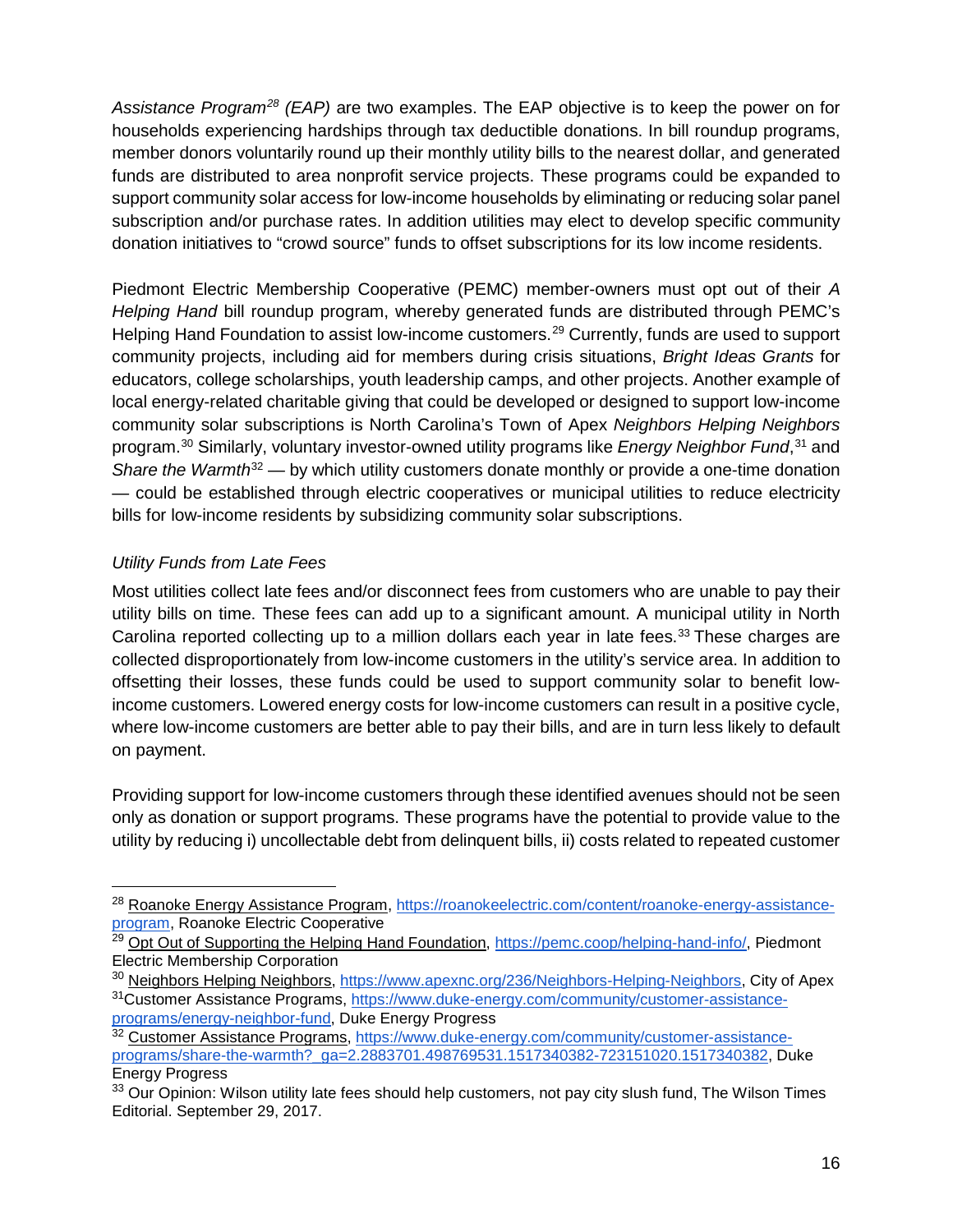*Assistance Program*[28] *(EAP)* are two examples. The EAP objective is to keep the power on for households experiencing hardships through tax deductible donations. In bill roundup programs, member donors voluntarily round up their monthly utility bills to the nearest dollar, and generated funds are distributed to area nonprofit service projects. These programs could be expanded to support community solar access for low-income households by eliminating or reducing solar panel subscription and/or purchase rates. In addition utilities may elect to develop specific community donation initiatives to "crowd source" funds to offset subscriptions for its low income residents.

Piedmont Electric Membership Cooperative (PEMC) member-owners must opt out of their *A Helping Hand* bill roundup program, whereby generated funds are distributed through PEMC's Helping Hand Foundation to assist low-income customers.[29] Currently, funds are used to support community projects, including aid for members during crisis situations, *Bright Ideas Grants* for educators, college scholarships, youth leadership camps, and other projects. Another example of local energy-related charitable giving that could be developed or designed to support low-income community solar subscriptions is North Carolina's Town of Apex *Neighbors Helping Neighbors* program.[30] Similarly, voluntary investor-owned utility programs like *Energy Neighbor Fund*,[31] and *Share the Warmth*[32] — by which utility customers donate monthly or provide a one-time donation — could be established through electric cooperatives or municipal utilities to reduce electricity bills for low-income residents by subsidizing community solar subscriptions.

*Utility Funds from Late Fees*

Most utilities collect late fees and/or disconnect fees from customers who are unable to pay their utility bills on time. These fees can add up to a significant amount. A municipal utility in North Carolina reported collecting up to a million dollars each year in late fees.[33] These charges are collected disproportionately from low-income customers in the utility's service area. In addition to offsetting their losses, these funds could be used to support community solar to benefit low-income customers. Lowered energy costs for low-income customers can result in a positive cycle, where low-income customers are better able to pay their bills, and are in turn less likely to default on payment.

Providing support for low-income customers through these identified avenues should not be seen only as donation or support programs. These programs have the potential to provide value to the utility by reducing i) uncollectable debt from delinquent bills, ii) costs related to repeated customer

---

[28] Roanoke Energy Assistance Program, https://roanokeelectric.com/content/roanoke-energy-assistance-program, Roanoke Electric Cooperative

[29] Opt Out of Supporting the Helping Hand Foundation, https://pemc.coop/helping-hand-info/, Piedmont Electric Membership Corporation

[30] Neighbors Helping Neighbors, https://www.apexnc.org/236/Neighbors-Helping-Neighbors, City of Apex

[31] Customer Assistance Programs, https://www.duke-energy.com/community/customer-assistance-programs/energy-neighbor-fund, Duke Energy Progress

[32] Customer Assistance Programs, https://www.duke-energy.com/community/customer-assistance-programs/share-the-warmth?_ga=2.2883701.498769531.1517340382-723151020.1517340382, Duke Energy Progress

[33] Our Opinion: Wilson utility late fees should help customers, not pay city slush fund, The Wilson Times Editorial. September 29, 2017.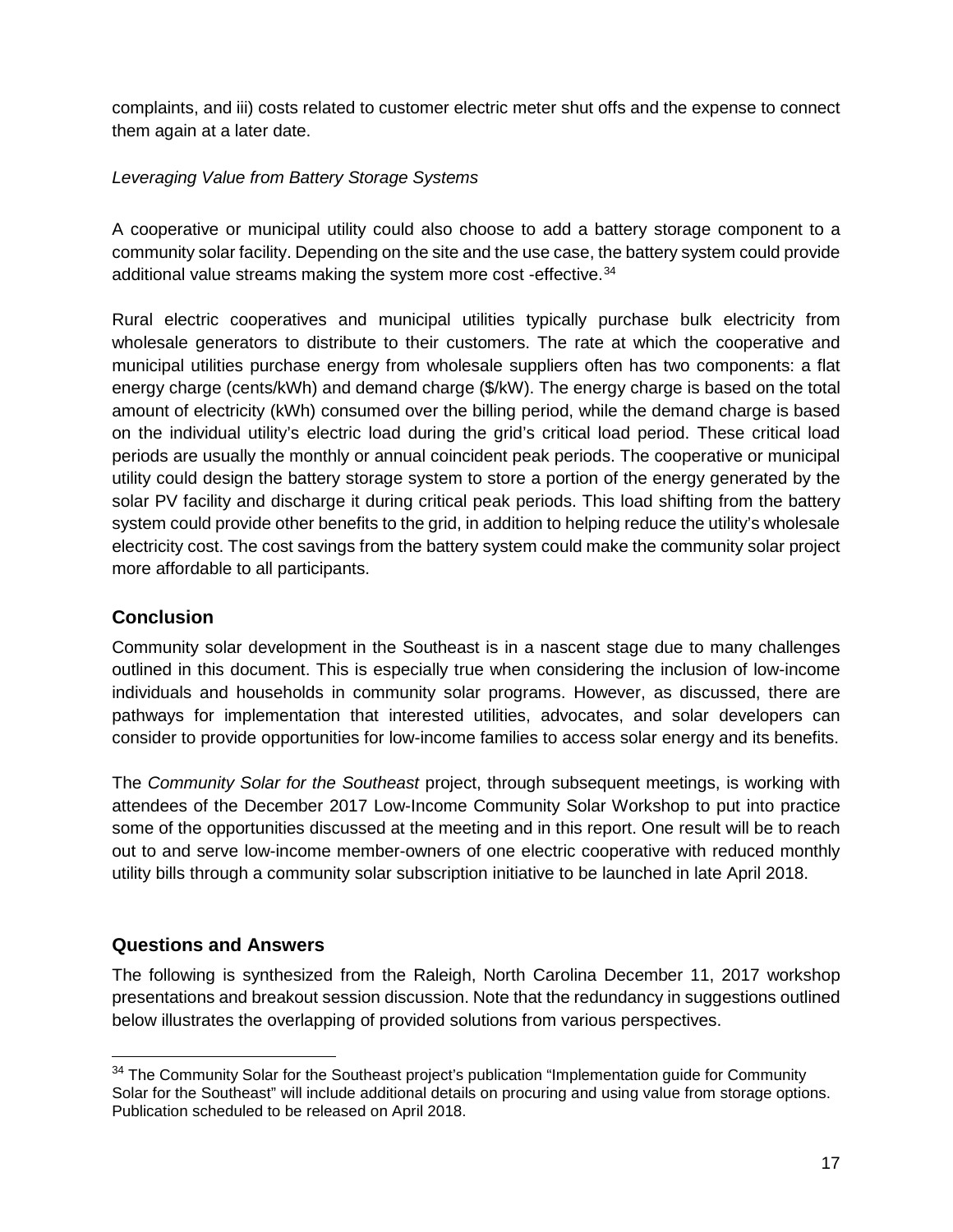complaints, and iii) costs related to customer electric meter shut offs and the expense to connect them again at a later date.

*Leveraging Value from Battery Storage Systems*

A cooperative or municipal utility could also choose to add a battery storage component to a community solar facility. Depending on the site and the use case, the battery system could provide additional value streams making the system more cost -effective.[34]

Rural electric cooperatives and municipal utilities typically purchase bulk electricity from wholesale generators to distribute to their customers. The rate at which the cooperative and municipal utilities purchase energy from wholesale suppliers often has two components: a flat energy charge (cents/kWh) and demand charge ($/kW). The energy charge is based on the total amount of electricity (kWh) consumed over the billing period, while the demand charge is based on the individual utility's electric load during the grid's critical load period. These critical load periods are usually the monthly or annual coincident peak periods. The cooperative or municipal utility could design the battery storage system to store a portion of the energy generated by the solar PV facility and discharge it during critical peak periods. This load shifting from the battery system could provide other benefits to the grid, in addition to helping reduce the utility's wholesale electricity cost. The cost savings from the battery system could make the community solar project more affordable to all participants.

## Conclusion

Community solar development in the Southeast is in a nascent stage due to many challenges outlined in this document. This is especially true when considering the inclusion of low-income individuals and households in community solar programs. However, as discussed, there are pathways for implementation that interested utilities, advocates, and solar developers can consider to provide opportunities for low-income families to access solar energy and its benefits.

The *Community Solar for the Southeast* project, through subsequent meetings, is working with attendees of the December 2017 Low-Income Community Solar Workshop to put into practice some of the opportunities discussed at the meeting and in this report. One result will be to reach out to and serve low-income member-owners of one electric cooperative with reduced monthly utility bills through a community solar subscription initiative to be launched in late April 2018.

## Questions and Answers

The following is synthesized from the Raleigh, North Carolina December 11, 2017 workshop presentations and breakout session discussion. Note that the redundancy in suggestions outlined below illustrates the overlapping of provided solutions from various perspectives.

[34] The Community Solar for the Southeast project's publication "Implementation guide for Community Solar for the Southeast" will include additional details on procuring and using value from storage options. Publication scheduled to be released on April 2018.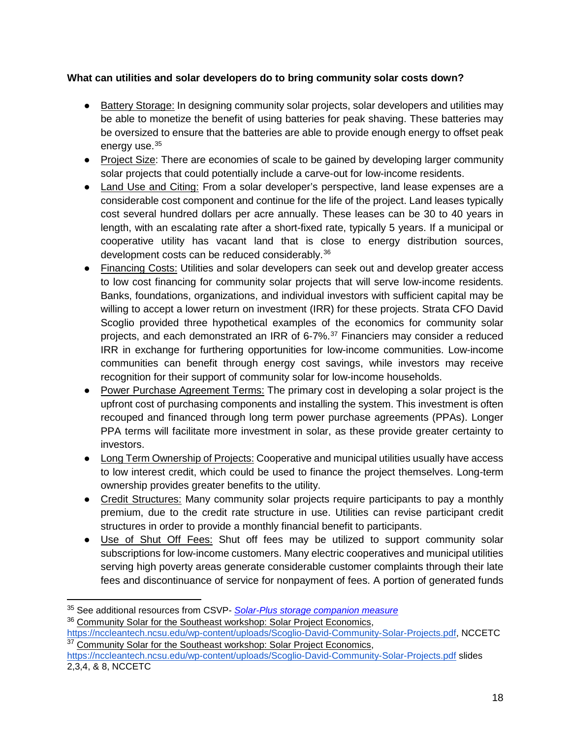**What can utilities and solar developers do to bring community solar costs down?**

- Battery Storage: In designing community solar projects, solar developers and utilities may be able to monetize the benefit of using batteries for peak shaving. These batteries may be oversized to ensure that the batteries are able to provide enough energy to offset peak energy use.[35]
- Project Size: There are economies of scale to be gained by developing larger community solar projects that could potentially include a carve-out for low-income residents.
- Land Use and Citing: From a solar developer's perspective, land lease expenses are a considerable cost component and continue for the life of the project. Land leases typically cost several hundred dollars per acre annually. These leases can be 30 to 40 years in length, with an escalating rate after a short-fixed rate, typically 5 years. If a municipal or cooperative utility has vacant land that is close to energy distribution sources, development costs can be reduced considerably.[36]
- Financing Costs: Utilities and solar developers can seek out and develop greater access to low cost financing for community solar projects that will serve low-income residents. Banks, foundations, organizations, and individual investors with sufficient capital may be willing to accept a lower return on investment (IRR) for these projects. Strata CFO David Scoglio provided three hypothetical examples of the economics for community solar projects, and each demonstrated an IRR of 6-7%.[37] Financiers may consider a reduced IRR in exchange for furthering opportunities for low-income communities. Low-income communities can benefit through energy cost savings, while investors may receive recognition for their support of community solar for low-income households.
- Power Purchase Agreement Terms: The primary cost in developing a solar project is the upfront cost of purchasing components and installing the system. This investment is often recouped and financed through long term power purchase agreements (PPAs). Longer PPA terms will facilitate more investment in solar, as these provide greater certainty to investors.
- Long Term Ownership of Projects: Cooperative and municipal utilities usually have access to low interest credit, which could be used to finance the project themselves. Long-term ownership provides greater benefits to the utility.
- Credit Structures: Many community solar projects require participants to pay a monthly premium, due to the credit rate structure in use. Utilities can revise participant credit structures in order to provide a monthly financial benefit to participants.
- Use of Shut Off Fees: Shut off fees may be utilized to support community solar subscriptions for low-income customers. Many electric cooperatives and municipal utilities serving high poverty areas generate considerable customer complaints through their late fees and discontinuance of service for nonpayment of fees. A portion of generated funds

---

[35] See additional resources from CSVP- *Solar-Plus storage companion measure*

[36] Community Solar for the Southeast workshop: Solar Project Economics, https://nccleantech.ncsu.edu/wp-content/uploads/Scoglio-David-Community-Solar-Projects.pdf, NCCETC

[37] Community Solar for the Southeast workshop: Solar Project Economics, https://nccleantech.ncsu.edu/wp-content/uploads/Scoglio-David-Community-Solar-Projects.pdf slides 2,3,4, & 8, NCCETC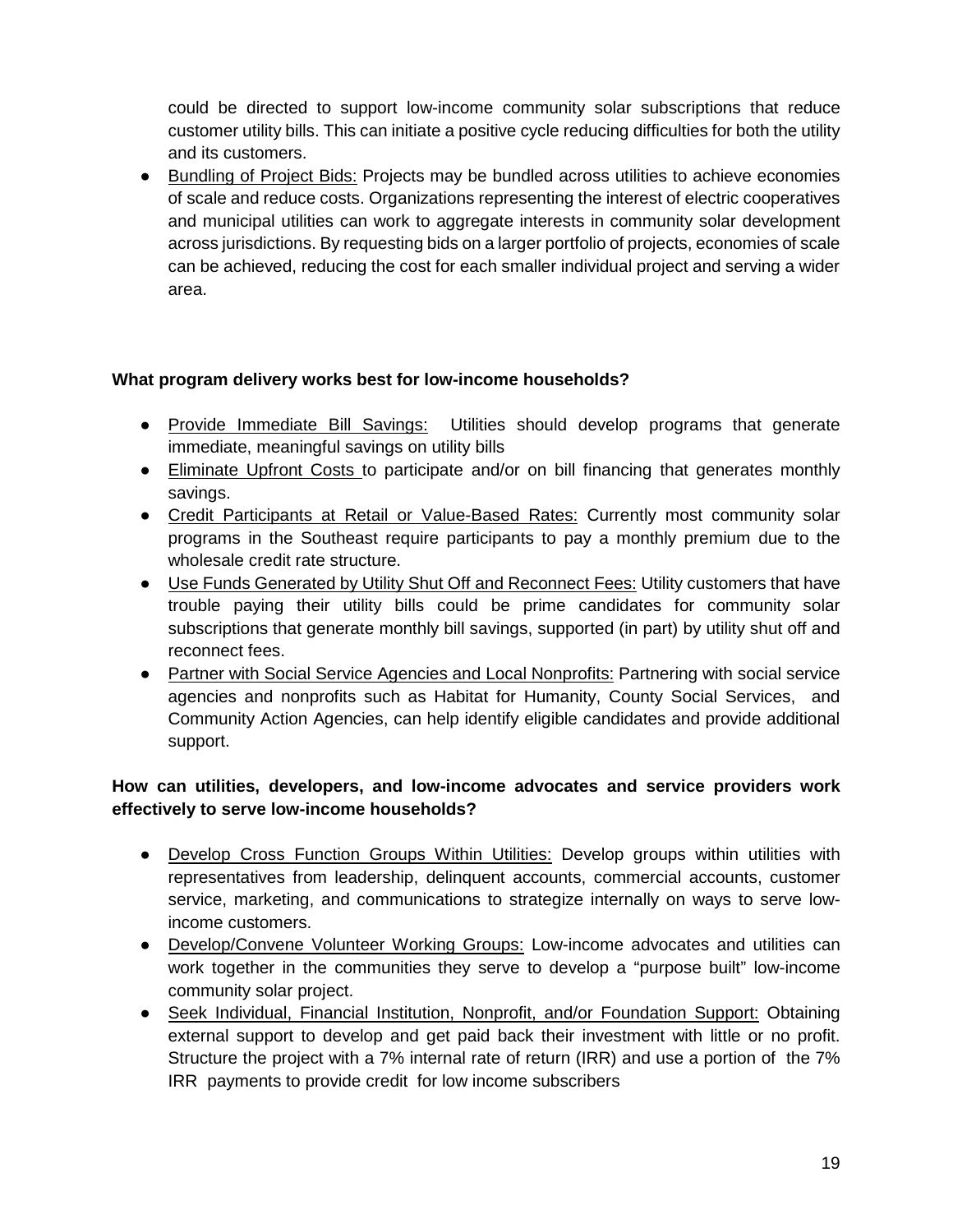could be directed to support low-income community solar subscriptions that reduce customer utility bills. This can initiate a positive cycle reducing difficulties for both the utility and its customers.

- Bundling of Project Bids: Projects may be bundled across utilities to achieve economies of scale and reduce costs. Organizations representing the interest of electric cooperatives and municipal utilities can work to aggregate interests in community solar development across jurisdictions. By requesting bids on a larger portfolio of projects, economies of scale can be achieved, reducing the cost for each smaller individual project and serving a wider area.

**What program delivery works best for low-income households?**

- Provide Immediate Bill Savings: Utilities should develop programs that generate immediate, meaningful savings on utility bills
- Eliminate Upfront Costs to participate and/or on bill financing that generates monthly savings.
- Credit Participants at Retail or Value-Based Rates: Currently most community solar programs in the Southeast require participants to pay a monthly premium due to the wholesale credit rate structure.
- Use Funds Generated by Utility Shut Off and Reconnect Fees: Utility customers that have trouble paying their utility bills could be prime candidates for community solar subscriptions that generate monthly bill savings, supported (in part) by utility shut off and reconnect fees.
- Partner with Social Service Agencies and Local Nonprofits: Partnering with social service agencies and nonprofits such as Habitat for Humanity, County Social Services, and Community Action Agencies, can help identify eligible candidates and provide additional support.

**How can utilities, developers, and low-income advocates and service providers work effectively to serve low-income households?**

- Develop Cross Function Groups Within Utilities: Develop groups within utilities with representatives from leadership, delinquent accounts, commercial accounts, customer service, marketing, and communications to strategize internally on ways to serve low-income customers.
- Develop/Convene Volunteer Working Groups: Low-income advocates and utilities can work together in the communities they serve to develop a "purpose built" low-income community solar project.
- Seek Individual, Financial Institution, Nonprofit, and/or Foundation Support: Obtaining external support to develop and get paid back their investment with little or no profit. Structure the project with a 7% internal rate of return (IRR) and use a portion of the 7% IRR payments to provide credit for low income subscribers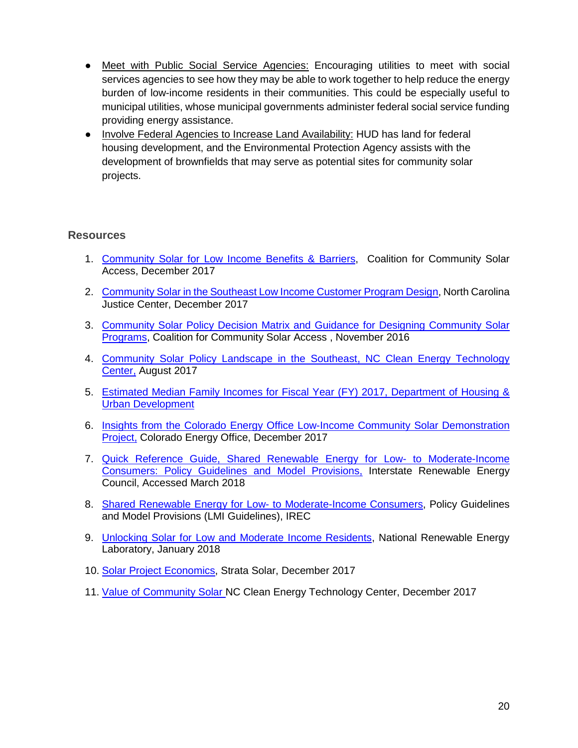- Meet with Public Social Service Agencies: Encouraging utilities to meet with social services agencies to see how they may be able to work together to help reduce the energy burden of low-income residents in their communities. This could be especially useful to municipal utilities, whose municipal governments administer federal social service funding providing energy assistance.
- Involve Federal Agencies to Increase Land Availability: HUD has land for federal housing development, and the Environmental Protection Agency assists with the development of brownfields that may serve as potential sites for community solar projects.

## Resources

1. Community Solar for Low Income Benefits & Barriers, Coalition for Community Solar Access, December 2017
2. Community Solar in the Southeast Low Income Customer Program Design, North Carolina Justice Center, December 2017
3. Community Solar Policy Decision Matrix and Guidance for Designing Community Solar Programs, Coalition for Community Solar Access , November 2016
4. Community Solar Policy Landscape in the Southeast, NC Clean Energy Technology Center, August 2017
5. Estimated Median Family Incomes for Fiscal Year (FY) 2017, Department of Housing & Urban Development
6. Insights from the Colorado Energy Office Low-Income Community Solar Demonstration Project, Colorado Energy Office, December 2017
7. Quick Reference Guide, Shared Renewable Energy for Low- to Moderate-Income Consumers: Policy Guidelines and Model Provisions, Interstate Renewable Energy Council, Accessed March 2018
8. Shared Renewable Energy for Low- to Moderate-Income Consumers, Policy Guidelines and Model Provisions (LMI Guidelines), IREC
9. Unlocking Solar for Low and Moderate Income Residents, National Renewable Energy Laboratory, January 2018
10. Solar Project Economics, Strata Solar, December 2017
11. Value of Community Solar NC Clean Energy Technology Center, December 2017